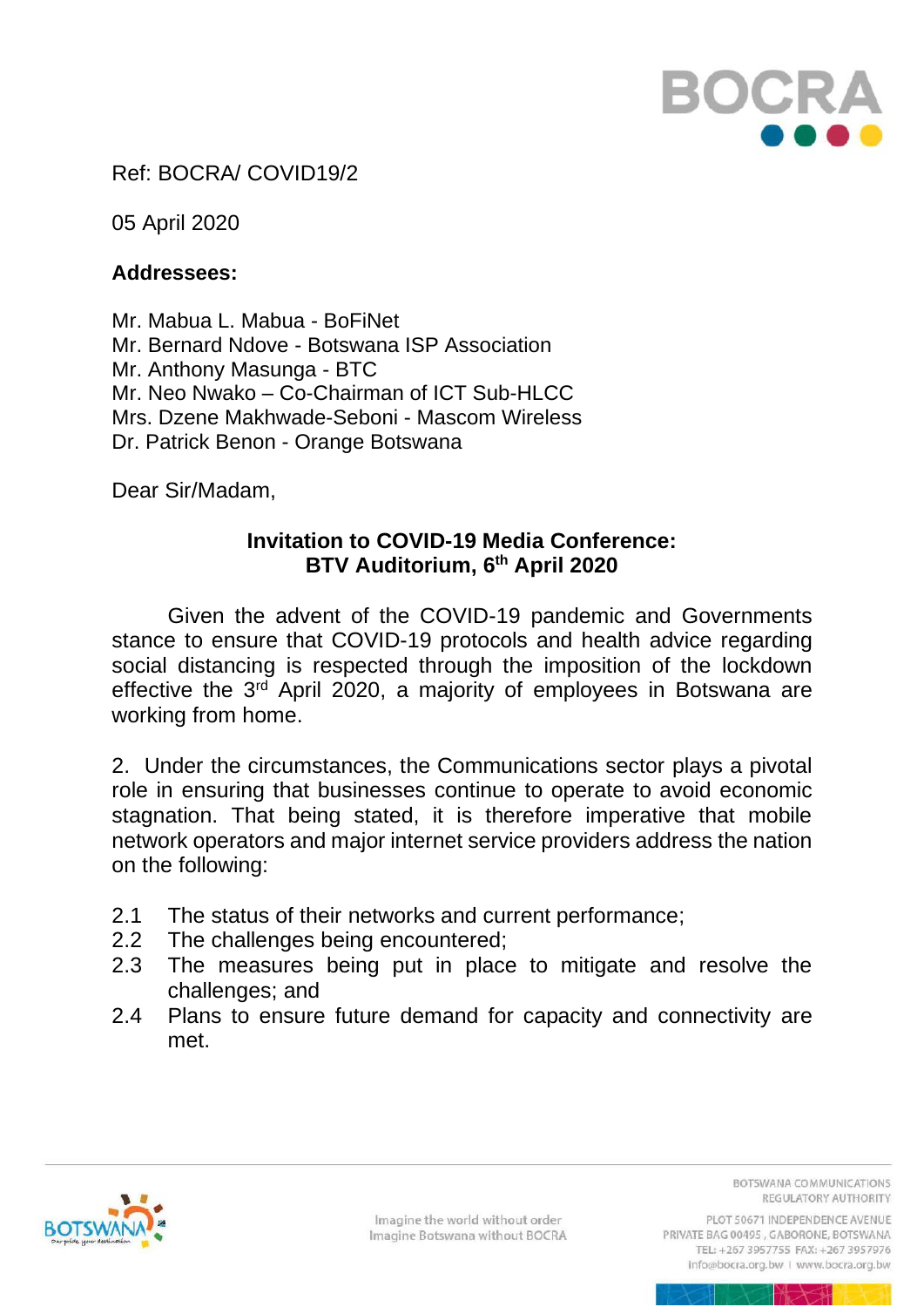Ref: BOCRA/ COVID19/2

05 April 2020

**Addressees:**

Mr. Mabua L. Mabua - BoFiNet
Mr. Bernard Ndove - Botswana ISP Association
Mr. Anthony Masunga - BTC
Mr. Neo Nwako – Co-Chairman of ICT Sub-HLCC
Mrs. Dzene Makhwade-Seboni - Mascom Wireless
Dr. Patrick Benon - Orange Botswana

Dear Sir/Madam,

**Invitation to COVID-19 Media Conference:**
**BTV Auditorium, 6th April 2020**

Given the advent of the COVID-19 pandemic and Governments stance to ensure that COVID-19 protocols and health advice regarding social distancing is respected through the imposition of the lockdown effective the 3rd April 2020, a majority of employees in Botswana are working from home.

2. Under the circumstances, the Communications sector plays a pivotal role in ensuring that businesses continue to operate to avoid economic stagnation. That being stated, it is therefore imperative that mobile network operators and major internet service providers address the nation on the following:

2.1 The status of their networks and current performance;
2.2 The challenges being encountered;
2.3 The measures being put in place to mitigate and resolve the challenges; and
2.4 Plans to ensure future demand for capacity and connectivity are met.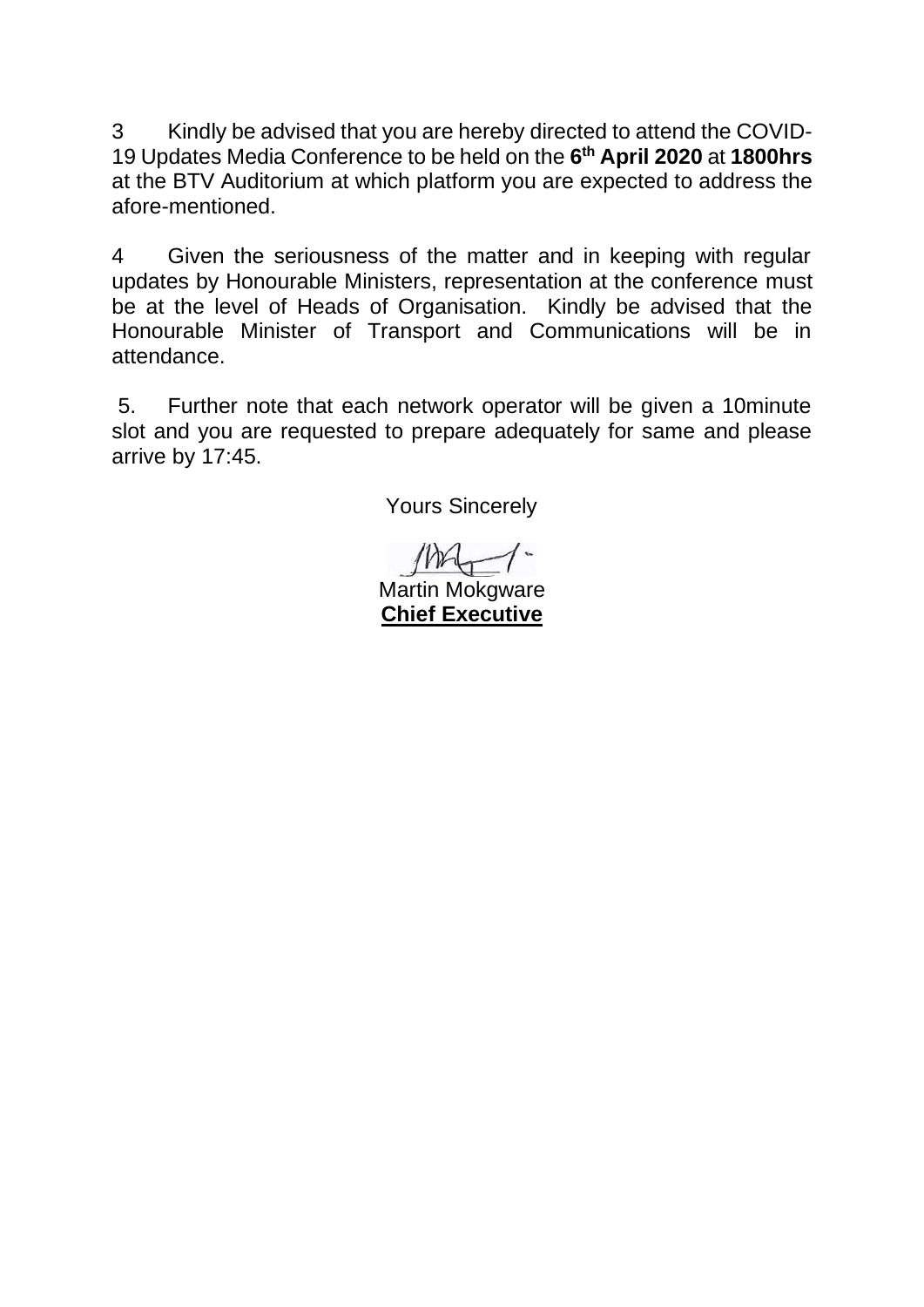3 Kindly be advised that you are hereby directed to attend the COVID-19 Updates Media Conference to be held on the **6th April 2020** at **1800hrs** at the BTV Auditorium at which platform you are expected to address the afore-mentioned.

4 Given the seriousness of the matter and in keeping with regular updates by Honourable Ministers, representation at the conference must be at the level of Heads of Organisation. Kindly be advised that the Honourable Minister of Transport and Communications will be in attendance.

5. Further note that each network operator will be given a 10minute slot and you are requested to prepare adequately for same and please arrive by 17:45.

Yours Sincerely

Martin Mokgware
**Chief Executive**